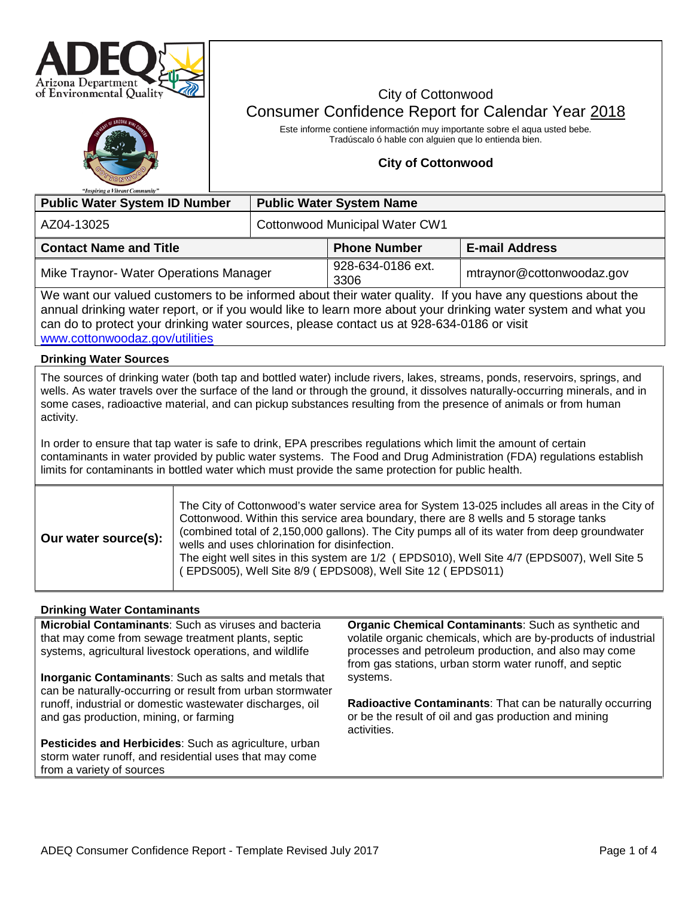City of Cottonwood

# Consumer Confidence Report for Calendar Year 2018

Este informe contiene informactión muy importante sobre el aqua usted bebe.
Tradúscalo ó hable con alguien que lo entienda bien.

**City of Cottonwood**

| Public Water System ID Number | Public Water System Name |
|---|---|
| AZ04-13025 | Cottonwood Municipal Water CW1 |

| Contact Name and Title | Phone Number | E-mail Address |
|---|---|---|
| Mike Traynor- Water Operations Manager | 928-634-0186 ext. 3306 | mtraynor@cottonwoodaz.gov |

We want our valued customers to be informed about their water quality. If you have any questions about the annual drinking water report, or if you would like to learn more about your drinking water system and what you can do to protect your drinking water sources, please contact us at 928-634-0186 or visit www.cottonwoodaz.gov/utilities

## Drinking Water Sources

The sources of drinking water (both tap and bottled water) include rivers, lakes, streams, ponds, reservoirs, springs, and wells. As water travels over the surface of the land or through the ground, it dissolves naturally-occurring minerals, and in some cases, radioactive material, and can pickup substances resulting from the presence of animals or from human activity.

In order to ensure that tap water is safe to drink, EPA prescribes regulations which limit the amount of certain contaminants in water provided by public water systems. The Food and Drug Administration (FDA) regulations establish limits for contaminants in bottled water which must provide the same protection for public health.

**Our water source(s):**

The City of Cottonwood's water service area for System 13-025 includes all areas in the City of Cottonwood. Within this service area boundary, there are 8 wells and 5 storage tanks (combined total of 2,150,000 gallons). The City pumps all of its water from deep groundwater wells and uses chlorination for disinfection.
The eight well sites in this system are 1/2 ( EPDS010), Well Site 4/7 (EPDS007), Well Site 5 ( EPDS005), Well Site 8/9 ( EPDS008), Well Site 12 ( EPDS011)

## Drinking Water Contaminants

**Microbial Contaminants**: Such as viruses and bacteria that may come from sewage treatment plants, septic systems, agricultural livestock operations, and wildlife

**Inorganic Contaminants**: Such as salts and metals that can be naturally-occurring or result from urban stormwater runoff, industrial or domestic wastewater discharges, oil and gas production, mining, or farming

**Pesticides and Herbicides**: Such as agriculture, urban storm water runoff, and residential uses that may come from a variety of sources

**Organic Chemical Contaminants**: Such as synthetic and volatile organic chemicals, which are by-products of industrial processes and petroleum production, and also may come from gas stations, urban storm water runoff, and septic systems.

**Radioactive Contaminants**: That can be naturally occurring or be the result of oil and gas production and mining activities.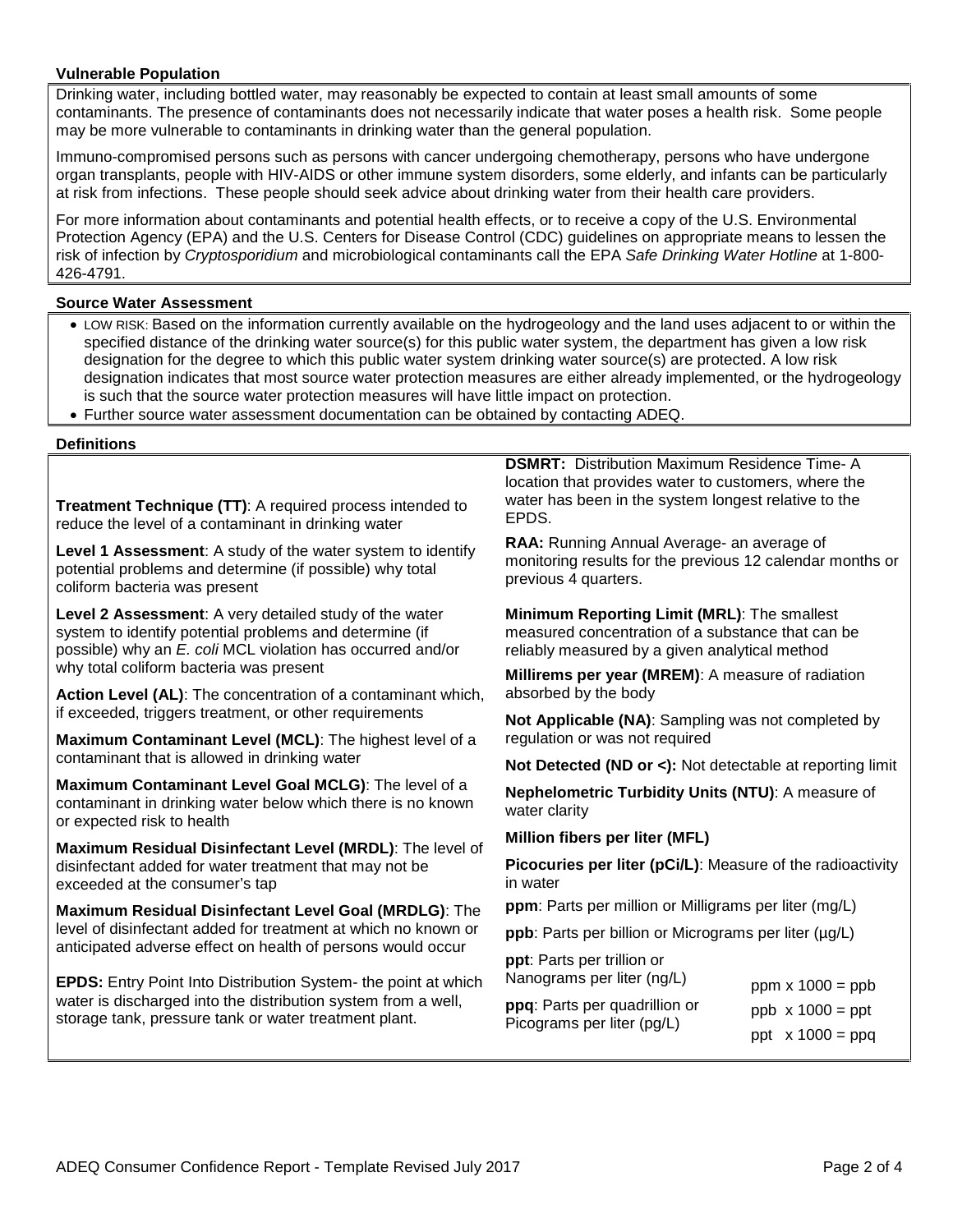### Vulnerable Population

Drinking water, including bottled water, may reasonably be expected to contain at least small amounts of some contaminants. The presence of contaminants does not necessarily indicate that water poses a health risk. Some people may be more vulnerable to contaminants in drinking water than the general population.

Immuno-compromised persons such as persons with cancer undergoing chemotherapy, persons who have undergone organ transplants, people with HIV-AIDS or other immune system disorders, some elderly, and infants can be particularly at risk from infections. These people should seek advice about drinking water from their health care providers.

For more information about contaminants and potential health effects, or to receive a copy of the U.S. Environmental Protection Agency (EPA) and the U.S. Centers for Disease Control (CDC) guidelines on appropriate means to lessen the risk of infection by *Cryptosporidium* and microbiological contaminants call the EPA *Safe Drinking Water Hotline* at 1-800-426-4791.

### Source Water Assessment

- LOW RISK: Based on the information currently available on the hydrogeology and the land uses adjacent to or within the specified distance of the drinking water source(s) for this public water system, the department has given a low risk designation for the degree to which this public water system drinking water source(s) are protected. A low risk designation indicates that most source water protection measures are either already implemented, or the hydrogeology is such that the source water protection measures will have little impact on protection.
- Further source water assessment documentation can be obtained by contacting ADEQ.

### Definitions

**Treatment Technique (TT)**: A required process intended to reduce the level of a contaminant in drinking water

**Level 1 Assessment**: A study of the water system to identify potential problems and determine (if possible) why total coliform bacteria was present

**Level 2 Assessment**: A very detailed study of the water system to identify potential problems and determine (if possible) why an *E. coli* MCL violation has occurred and/or why total coliform bacteria was present

**Action Level (AL)**: The concentration of a contaminant which, if exceeded, triggers treatment, or other requirements

**Maximum Contaminant Level (MCL)**: The highest level of a contaminant that is allowed in drinking water

**Maximum Contaminant Level Goal MCLG)**: The level of a contaminant in drinking water below which there is no known or expected risk to health

**Maximum Residual Disinfectant Level (MRDL)**: The level of disinfectant added for water treatment that may not be exceeded at the consumer's tap

**Maximum Residual Disinfectant Level Goal (MRDLG)**: The level of disinfectant added for treatment at which no known or anticipated adverse effect on health of persons would occur

**EPDS:** Entry Point Into Distribution System- the point at which water is discharged into the distribution system from a well, storage tank, pressure tank or water treatment plant.

**DSMRT:** Distribution Maximum Residence Time- A location that provides water to customers, where the water has been in the system longest relative to the EPDS.

**RAA:** Running Annual Average- an average of monitoring results for the previous 12 calendar months or previous 4 quarters.

**Minimum Reporting Limit (MRL)**: The smallest measured concentration of a substance that can be reliably measured by a given analytical method

**Millirems per year (MREM)**: A measure of radiation absorbed by the body

**Not Applicable (NA)**: Sampling was not completed by regulation or was not required

**Not Detected (ND or <):** Not detectable at reporting limit

**Nephelometric Turbidity Units (NTU)**: A measure of water clarity

**Million fibers per liter (MFL)**

**Picocuries per liter (pCi/L)**: Measure of the radioactivity in water

**ppm**: Parts per million or Milligrams per liter (mg/L)

**ppb**: Parts per billion or Micrograms per liter (µg/L)

**ppt**: Parts per trillion or Nanograms per liter (ng/L)

**ppq**: Parts per quadrillion or Picograms per liter (pg/L)

ppm x 1000 = ppb
ppb x 1000 = ppt
ppt x 1000 = ppq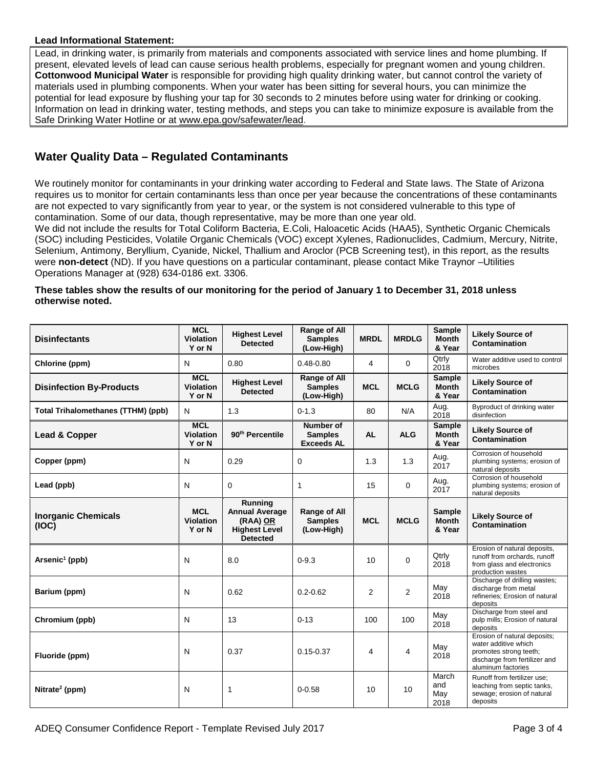**Lead Informational Statement:**

Lead, in drinking water, is primarily from materials and components associated with service lines and home plumbing. If present, elevated levels of lead can cause serious health problems, especially for pregnant women and young children. **Cottonwood Municipal Water** is responsible for providing high quality drinking water, but cannot control the variety of materials used in plumbing components. When your water has been sitting for several hours, you can minimize the potential for lead exposure by flushing your tap for 30 seconds to 2 minutes before using water for drinking or cooking. Information on lead in drinking water, testing methods, and steps you can take to minimize exposure is available from the Safe Drinking Water Hotline or at www.epa.gov/safewater/lead.

## Water Quality Data – Regulated Contaminants

We routinely monitor for contaminants in your drinking water according to Federal and State laws. The State of Arizona requires us to monitor for certain contaminants less than once per year because the concentrations of these contaminants are not expected to vary significantly from year to year, or the system is not considered vulnerable to this type of contamination. Some of our data, though representative, may be more than one year old.

We did not include the results for Total Coliform Bacteria, E.Coli, Haloacetic Acids (HAA5), Synthetic Organic Chemicals (SOC) including Pesticides, Volatile Organic Chemicals (VOC) except Xylenes, Radionuclides, Cadmium, Mercury, Nitrite, Selenium, Antimony, Beryllium, Cyanide, Nickel, Thallium and Aroclor (PCB Screening test), in this report, as the results were **non-detect** (ND). If you have questions on a particular contaminant, please contact Mike Traynor –Utilities Operations Manager at (928) 634-0186 ext. 3306.

**These tables show the results of our monitoring for the period of January 1 to December 31, 2018 unless otherwise noted.**

| **Disinfectants** | **MCL Violation Y or N** | **Highest Level Detected** | **Range of All Samples (Low-High)** | **MRDL** | **MRDLG** | **Sample Month & Year** | **Likely Source of Contamination** |
|---|---|---|---|---|---|---|---|
| **Chlorine (ppm)** | N | 0.80 | 0.48-0.80 | 4 | 0 | Qtrly 2018 | Water additive used to control microbes |
| **Disinfection By-Products** | **MCL Violation Y or N** | **Highest Level Detected** | **Range of All Samples (Low-High)** | **MCL** | **MCLG** | **Sample Month & Year** | **Likely Source of Contamination** |
| **Total Trihalomethanes (TTHM) (ppb)** | N | 1.3 | 0-1.3 | 80 | N/A | Aug. 2018 | Byproduct of drinking water disinfection |
| **Lead & Copper** | **MCL Violation Y or N** | **90th Percentile** | **Number of Samples Exceeds AL** | **AL** | **ALG** | **Sample Month & Year** | **Likely Source of Contamination** |
| **Copper (ppm)** | N | 0.29 | 0 | 1.3 | 1.3 | Aug. 2017 | Corrosion of household plumbing systems; erosion of natural deposits |
| **Lead (ppb)** | N | 0 | 1 | 15 | 0 | Aug. 2017 | Corrosion of household plumbing systems; erosion of natural deposits |
| **Inorganic Chemicals (IOC)** | **MCL Violation Y or N** | **Running Annual Average (RAA) OR Highest Level Detected** | **Range of All Samples (Low-High)** | **MCL** | **MCLG** | **Sample Month & Year** | **Likely Source of Contamination** |
| **Arsenic[1] (ppb)** | N | 8.0 | 0-9.3 | 10 | 0 | Qtrly 2018 | Erosion of natural deposits, runoff from orchards, runoff from glass and electronics production wastes |
| **Barium (ppm)** | N | 0.62 | 0.2-0.62 | 2 | 2 | May 2018 | Discharge of drilling wastes; discharge from metal refineries; Erosion of natural deposits |
| **Chromium (ppb)** | N | 13 | 0-13 | 100 | 100 | May 2018 | Discharge from steel and pulp mills; Erosion of natural deposits |
| **Fluoride (ppm)** | N | 0.37 | 0.15-0.37 | 4 | 4 | May 2018 | Erosion of natural deposits; water additive which promotes strong teeth; discharge from fertilizer and aluminum factories |
| **Nitrate[2] (ppm)** | N | 1 | 0-0.58 | 10 | 10 | March and May 2018 | Runoff from fertilizer use; leaching from septic tanks, sewage; erosion of natural deposits |

ADEQ Consumer Confidence Report - Template Revised July 2017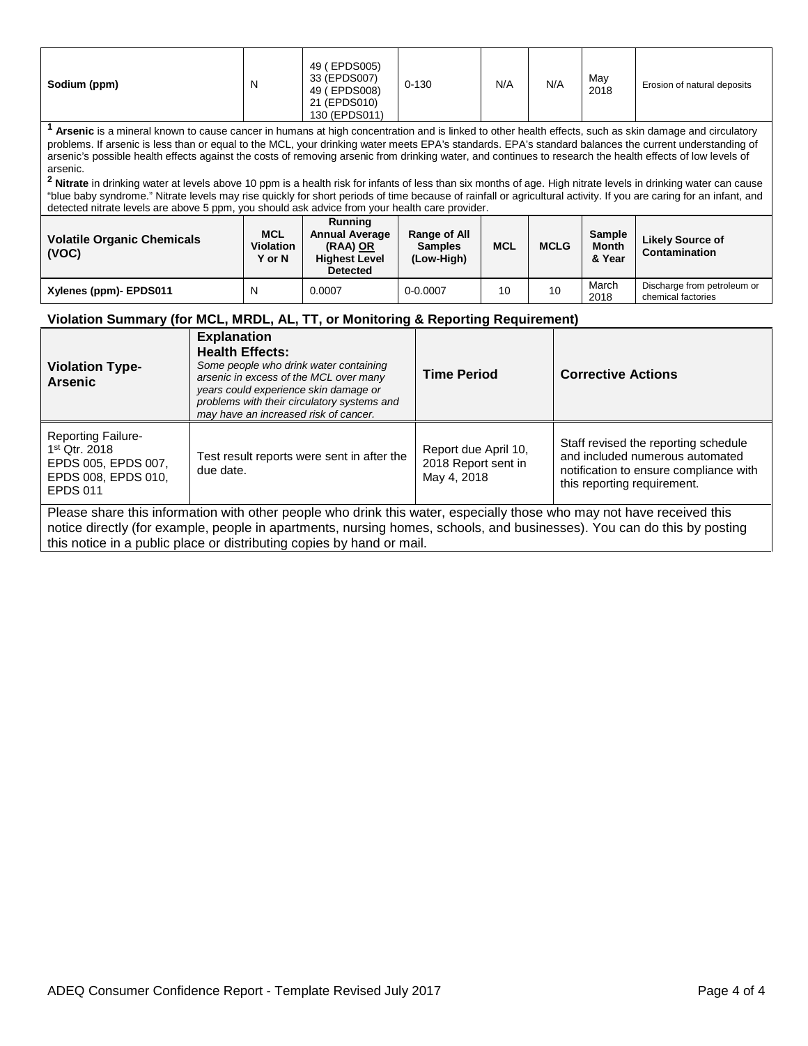| | | | | | | | |
|---|---|---|---|---|---|---|---|
| **Sodium (ppm)** | N | 49 ( EPDS005)<br>33 (EPDS007)<br>49 ( EPDS008)<br>21 (EPDS010)<br>130 (EPDS011) | 0-130 | N/A | N/A | May 2018 | Erosion of natural deposits |

[1] **Arsenic** is a mineral known to cause cancer in humans at high concentration and is linked to other health effects, such as skin damage and circulatory problems. If arsenic is less than or equal to the MCL, your drinking water meets EPA's standards. EPA's standard balances the current understanding of arsenic's possible health effects against the costs of removing arsenic from drinking water, and continues to research the health effects of low levels of arsenic.

[2] **Nitrate** in drinking water at levels above 10 ppm is a health risk for infants of less than six months of age. High nitrate levels in drinking water can cause "blue baby syndrome." Nitrate levels may rise quickly for short periods of time because of rainfall or agricultural activity. If you are caring for an infant, and detected nitrate levels are above 5 ppm, you should ask advice from your health care provider.

| Volatile Organic Chemicals (VOC) | MCL Violation Y or N | Running Annual Average (RAA) OR Highest Level Detected | Range of All Samples (Low-High) | MCL | MCLG | Sample Month & Year | Likely Source of Contamination |
|---|---|---|---|---|---|---|---|
| **Xylenes (ppm)- EPDS011** | N | 0.0007 | 0-0.0007 | 10 | 10 | March 2018 | Discharge from petroleum or chemical factories |

### Violation Summary (for MCL, MRDL, AL, TT, or Monitoring & Reporting Requirement)

| Violation Type-Arsenic | **Explanation**<br>**Health Effects:**<br>*Some people who drink water containing arsenic in excess of the MCL over many years could experience skin damage or problems with their circulatory systems and may have an increased risk of cancer.* | Time Period | Corrective Actions |
|---|---|---|---|
| Reporting Failure-<br>1st Qtr. 2018<br>EPDS 005, EPDS 007, EPDS 008, EPDS 010, EPDS 011 | Test result reports were sent in after the due date. | Report due April 10, 2018 Report sent in May 4, 2018 | Staff revised the reporting schedule and included numerous automated notification to ensure compliance with this reporting requirement. |

Please share this information with other people who drink this water, especially those who may not have received this notice directly (for example, people in apartments, nursing homes, schools, and businesses). You can do this by posting this notice in a public place or distributing copies by hand or mail.